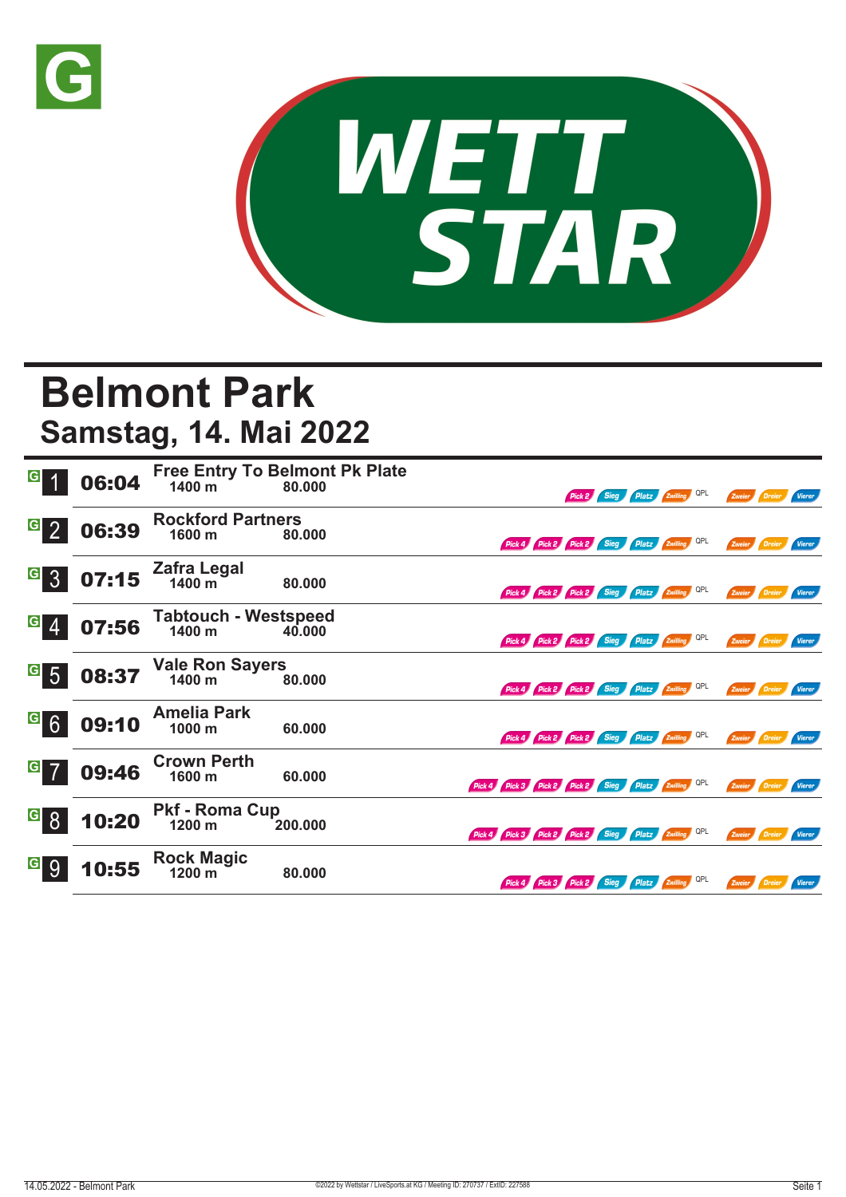# Belmont Park

## Samstag, 14. Mai 2022

| Rennen | Zeit | Rennen / Distanz / Preisgeld | Wetten |
|---|---|---|---|
| 1 | 06:04 | **Free Entry To Belmont Pk Plate** 1400 m 80.000 | Pick 2, Sieg, Platz, Zwilling, QPL, Zweier, Dreier, Vierer |
| 2 | 06:39 | **Rockford Partners** 1600 m 80.000 | Pick 4, Pick 2, Pick 2, Sieg, Platz, Zwilling, QPL, Zweier, Dreier, Vierer |
| 3 | 07:15 | **Zafra Legal** 1400 m 80.000 | Pick 4, Pick 2, Pick 2, Sieg, Platz, Zwilling, QPL, Zweier, Dreier, Vierer |
| 4 | 07:56 | **Tabtouch - Westspeed** 1400 m 40.000 | Pick 4, Pick 2, Pick 2, Sieg, Platz, Zwilling, QPL, Zweier, Dreier, Vierer |
| 5 | 08:37 | **Vale Ron Sayers** 1400 m 80.000 | Pick 4, Pick 2, Pick 2, Sieg, Platz, Zwilling, QPL, Zweier, Dreier, Vierer |
| 6 | 09:10 | **Amelia Park** 1000 m 60.000 | Pick 4, Pick 2, Pick 2, Sieg, Platz, Zwilling, QPL, Zweier, Dreier, Vierer |
| 7 | 09:46 | **Crown Perth** 1600 m 60.000 | Pick 4, Pick 3, Pick 2, Pick 2, Sieg, Platz, Zwilling, QPL, Zweier, Dreier, Vierer |
| 8 | 10:20 | **Pkf - Roma Cup** 1200 m 200.000 | Pick 4, Pick 3, Pick 2, Pick 2, Sieg, Platz, Zwilling, QPL, Zweier, Dreier, Vierer |
| 9 | 10:55 | **Rock Magic** 1200 m 80.000 | Pick 4, Pick 3, Pick 2, Sieg, Platz, Zwilling, QPL, Zweier, Dreier, Vierer |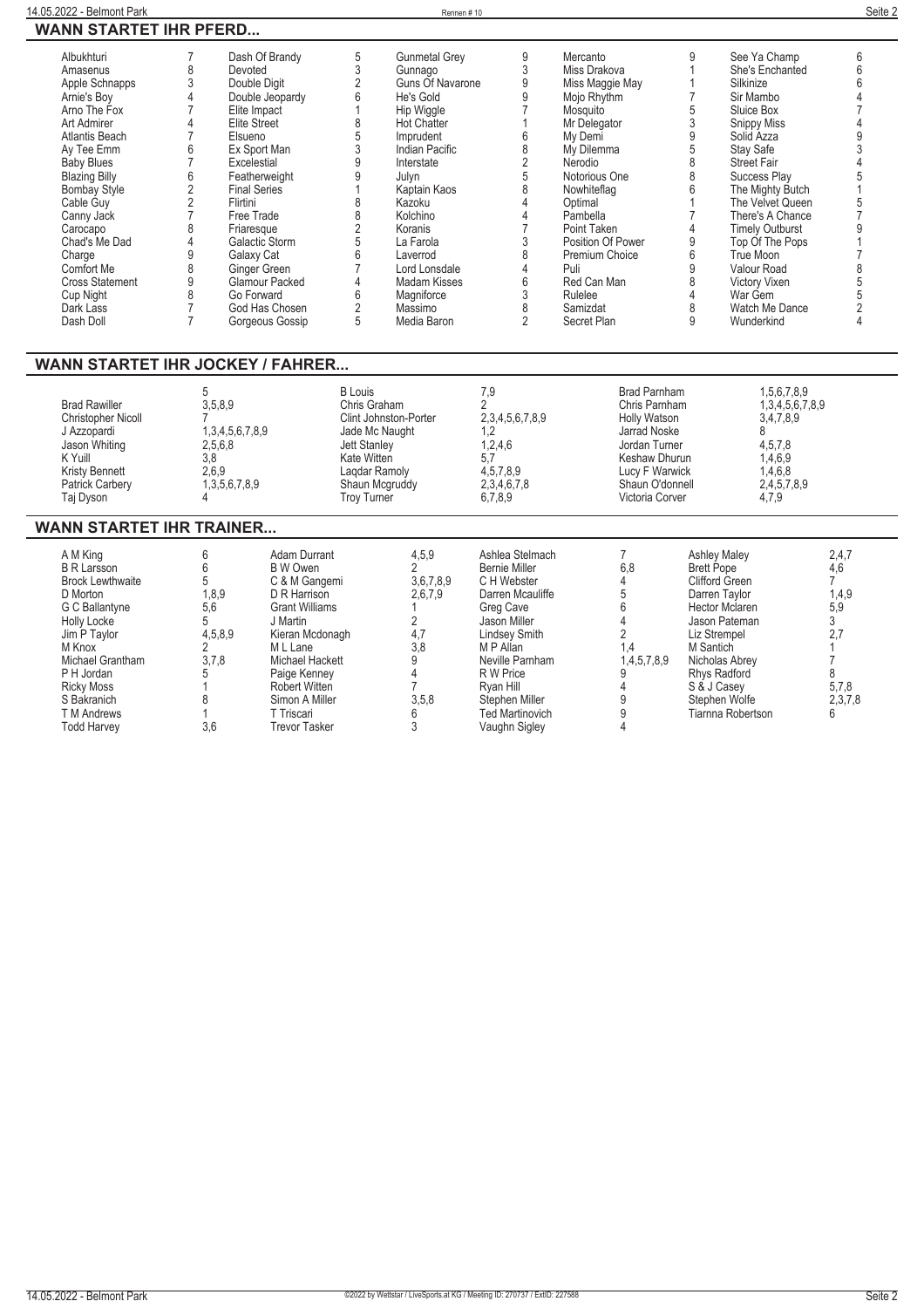## WANN STARTET IHR PFERD...

| Pferd | Rennen | Pferd | Rennen | Pferd | Rennen | Pferd | Rennen | Pferd | Rennen |
|---|---|---|---|---|---|---|---|---|---|
| Albukhturi | 7 | Dash Of Brandy | 5 | Gunmetal Grey | 9 | Mercanto | 9 | See Ya Champ | 6 |
| Amasenus | 8 | Devoted | 3 | Gunnago | 3 | Miss Drakova | 1 | She's Enchanted | 6 |
| Apple Schnapps | 3 | Double Digit | 2 | Guns Of Navarone | 9 | Miss Maggie May | 1 | Silkinize | 6 |
| Arnie's Boy | 4 | Double Jeopardy | 6 | He's Gold | 9 | Mojo Rhythm | 7 | Sir Mambo | 4 |
| Arno The Fox | 7 | Elite Impact | 1 | Hip Wiggle | 7 | Mosquito | 5 | Sluice Box | 7 |
| Art Admirer | 4 | Elite Street | 8 | Hot Chatter | 1 | Mr Delegator | 3 | Snippy Miss | 4 |
| Atlantis Beach | 7 | Elsueno | 5 | Imprudent | 6 | My Demi | 9 | Solid Azza | 9 |
| Ay Tee Emm | 6 | Ex Sport Man | 3 | Indian Pacific | 8 | My Dilemma | 5 | Stay Safe | 3 |
| Baby Blues | 7 | Excelestial | 9 | Interstate | 2 | Nerodio | 8 | Street Fair | 4 |
| Blazing Billy | 6 | Featherweight | 9 | Julyn | 5 | Notorious One | 8 | Success Play | 5 |
| Bombay Style | 2 | Final Series | 1 | Kaptain Kaos | 8 | Nowhiteflag | 6 | The Mighty Butch | 1 |
| Cable Guy | 2 | Flirtini | 8 | Kazoku | 4 | Optimal | 1 | The Velvet Queen | 5 |
| Canny Jack | 7 | Free Trade | 8 | Kolchino | 4 | Pambella | 7 | There's A Chance | 7 |
| Carocapo | 8 | Friaresque | 2 | Koranis | 7 | Point Taken | 4 | Timely Outburst | 9 |
| Chad's Me Dad | 4 | Galactic Storm | 5 | La Farola | 3 | Position Of Power | 9 | Top Of The Pops | 1 |
| Charge | 9 | Galaxy Cat | 6 | Laverrod | 8 | Premium Choice | 6 | True Moon | 7 |
| Comfort Me | 8 | Ginger Green | 7 | Lord Lonsdale | 4 | Puli | 9 | Valour Road | 8 |
| Cross Statement | 9 | Glamour Packed | 4 | Madam Kisses | 6 | Red Can Man | 8 | Victory Vixen | 5 |
| Cup Night | 8 | Go Forward | 6 | Magniforce | 3 | Rulelee | 4 | War Gem | 5 |
| Dark Lass | 7 | God Has Chosen | 2 | Massimo | 8 | Samizdat | 8 | Watch Me Dance | 2 |
| Dash Doll | 7 | Gorgeous Gossip | 5 | Media Baron | 2 | Secret Plan | 9 | Wunderkind | 4 |

## WANN STARTET IHR JOCKEY / FAHRER...

| Jockey | Rennen | Jockey | Rennen | Jockey | Rennen |
|---|---|---|---|---|---|
| | 5 | B Louis | 7,9 | Brad Parnham | 1,5,6,7,8,9 |
| Brad Rawiller | 3,5,8,9 | Chris Graham | 2 | Chris Parnham | 1,3,4,5,6,7,8,9 |
| Christopher Nicoll | 7 | Clint Johnston-Porter | 2,3,4,5,6,7,8,9 | Holly Watson | 3,4,7,8,9 |
| J Azzopardi | 1,3,4,5,6,7,8,9 | Jade Mc Naught | 1,2 | Jarrad Noske | 8 |
| Jason Whiting | 2,5,6,8 | Jett Stanley | 1,2,4,6 | Jordan Turner | 4,5,7,8 |
| K Yuill | 3,8 | Kate Witten | 5,7 | Keshaw Dhurun | 1,4,6,9 |
| Kristy Bennett | 2,6,9 | Laqdar Ramoly | 4,5,7,8,9 | Lucy F Warwick | 1,4,6,8 |
| Patrick Carbery | 1,3,5,6,7,8,9 | Shaun Mcgruddy | 2,3,4,6,7,8 | Shaun O'donnell | 2,4,5,7,8,9 |
| Taj Dyson | 4 | Troy Turner | 6,7,8,9 | Victoria Corver | 4,7,9 |

## WANN STARTET IHR TRAINER...

| Trainer | Rennen | Trainer | Rennen | Trainer | Rennen | Trainer | Rennen |
|---|---|---|---|---|---|---|---|
| A M King | 6 | Adam Durrant | 4,5,9 | Ashlea Stelmach | 7 | Ashley Maley | 2,4,7 |
| B R Larsson | 6 | B W Owen | 2 | Bernie Miller | 6,8 | Brett Pope | 4,6 |
| Brock Lewthwaite | 5 | C & M Gangemi | 3,6,7,8,9 | C H Webster | 4 | Clifford Green | 7 |
| D Morton | 1,8,9 | D R Harrison | 2,6,7,9 | Darren Mcauliffe | 5 | Darren Taylor | 1,4,9 |
| G C Ballantyne | 5,6 | Grant Williams | 1 | Greg Cave | 6 | Hector Mclaren | 5,9 |
| Holly Locke | 5 | J Martin | 2 | Jason Miller | 4 | Jason Pateman | 3 |
| Jim P Taylor | 4,5,8,9 | Kieran Mcdonagh | 4,7 | Lindsey Smith | 2 | Liz Strempel | 2,7 |
| M Knox | 2 | M L Lane | 3,8 | M P Allan | 1,4 | M Santich | 1 |
| Michael Grantham | 3,7,8 | Michael Hackett | 9 | Neville Parnham | 1,4,5,7,8,9 | Nicholas Abrey | 7 |
| P H Jordan | 5 | Paige Kenney | 4 | R W Price | 9 | Rhys Radford | 8 |
| Ricky Moss | 1 | Robert Witten | 7 | Ryan Hill | 4 | S & J Casey | 5,7,8 |
| S Bakranich | 8 | Simon A Miller | 3,5,8 | Stephen Miller | 9 | Stephen Wolfe | 2,3,7,8 |
| T M Andrews | 1 | T Triscari | 6 | Ted Martinovich | 9 | Tiarnna Robertson | 6 |
| Todd Harvey | 3,6 | Trevor Tasker | 3 | Vaughn Sigley | 4 | | |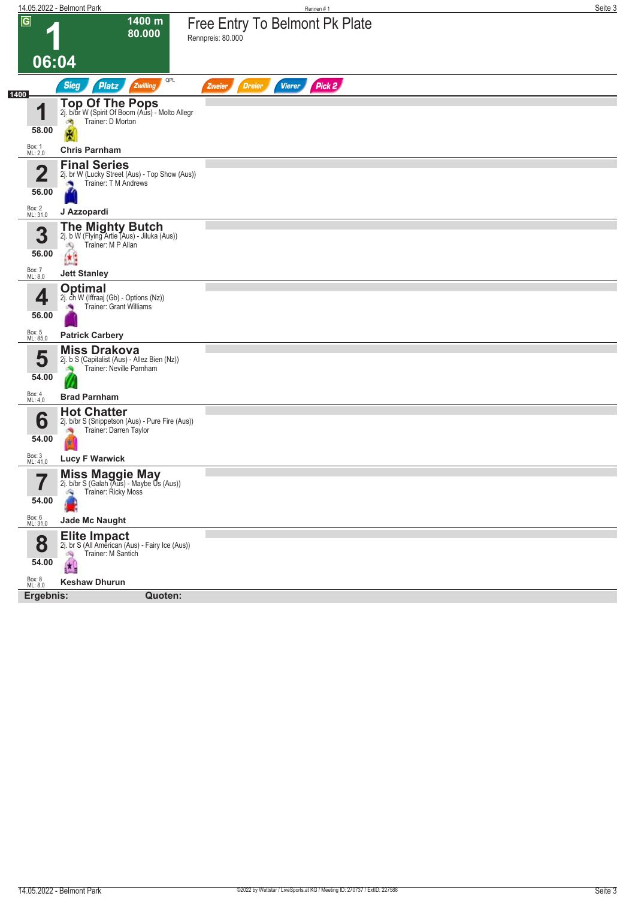# 1 — Free Entry To Belmont Pk Plate

**1400 m** | **80.000** | **06:04**

Rennpreis: 80.000

Sieg | Platz | Zwilling | QPL | Zweier | Dreier | Vierer | Pick 2

**1400**

| Nr. | Gewicht | Pferd | Box | ML | Jockey |
|---|---|---|---|---|---|
| 1 | 58.00 | **Top Of The Pops** – 2j. b/br W (Spirit Of Boom (Aus) - Molto Allegr) – Trainer: D Morton | 1 | 2,0 | Chris Parnham |
| 2 | 56.00 | **Final Series** – 2j. br W (Lucky Street (Aus) - Top Show (Aus)) – Trainer: T M Andrews | 2 | 31,0 | J Azzopardi |
| 3 | 56.00 | **The Mighty Butch** – 2j. b W (Flying Artie (Aus) - Jiluka (Aus)) – Trainer: M P Allan | 7 | 8,0 | Jett Stanley |
| 4 | 56.00 | **Optimal** – 2j. ch W (Iffraaj (Gb) - Options (Nz)) – Trainer: Grant Williams | 5 | 85,0 | Patrick Carbery |
| 5 | 54.00 | **Miss Drakova** – 2j. b S (Capitalist (Aus) - Allez Bien (Nz)) – Trainer: Neville Parnham | 4 | 4,0 | Brad Parnham |
| 6 | 54.00 | **Hot Chatter** – 2j. b/br S (Snippetson (Aus) - Pure Fire (Aus)) – Trainer: Darren Taylor | 3 | 41,0 | Lucy F Warwick |
| 7 | 54.00 | **Miss Maggie May** – 2j. b/br S (Galah (Aus) - Maybe Us (Aus)) – Trainer: Ricky Moss | 6 | 31,0 | Jade Mc Naught |
| 8 | 54.00 | **Elite Impact** – 2j. br S (All American (Aus) - Fairy Ice (Aus)) – Trainer: M Santich | 8 | 8,0 | Keshaw Dhurun |

**Ergebnis:** **Quoten:**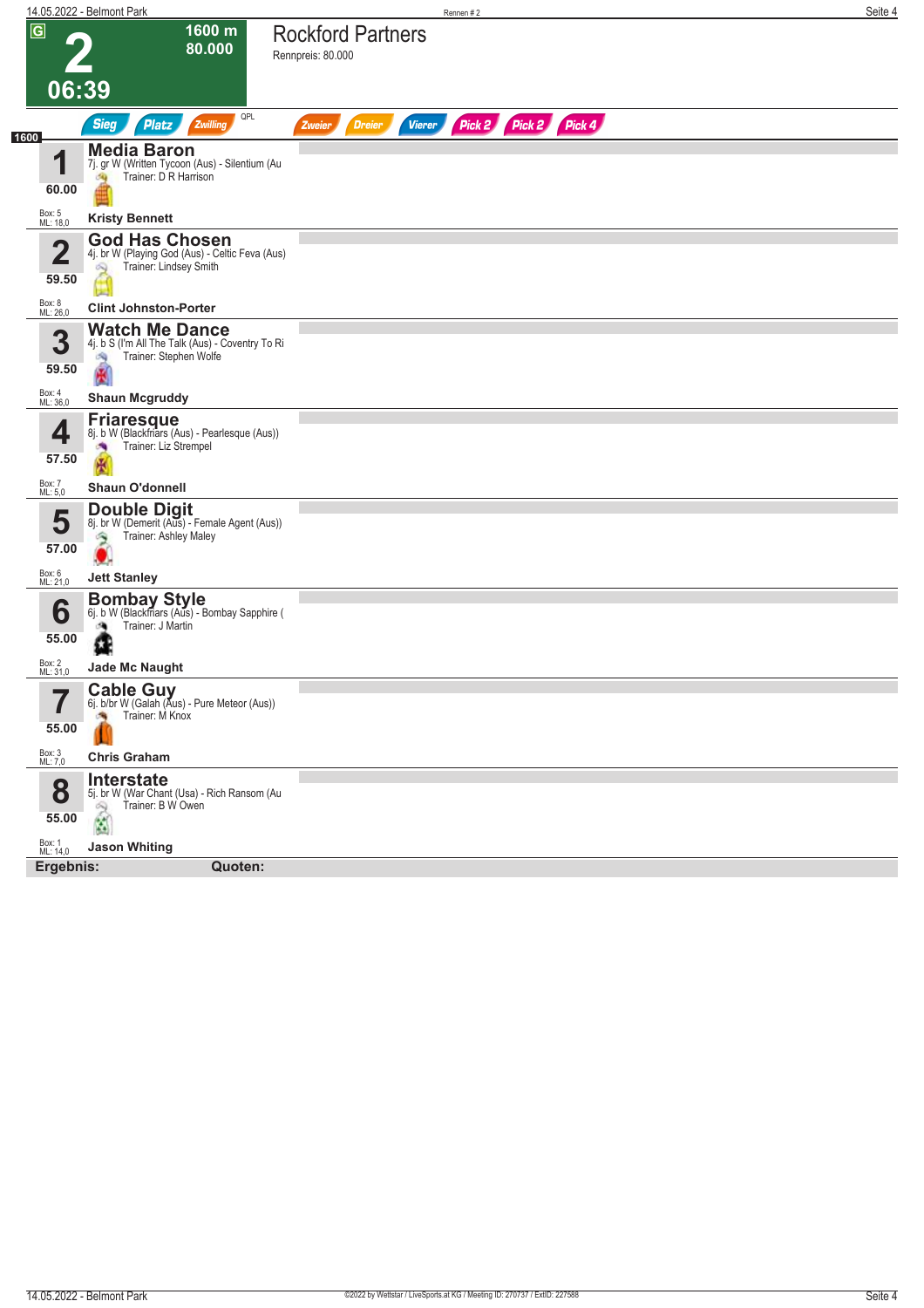# 2

**1600 m**
**80.000**

**06:39**

## Rockford Partners

Rennpreis: 80.000

Sieg | Platz | Zwilling | QPL | Zweier | Dreier | Vierer | Pick 2 | Pick 2 | Pick 4

**1600**

| Nr. | Pferd | Gewicht | Box / ML | Jockey |
|---|---|---|---|---|
| 1 | **Media Baron** 7j. gr W (Written Tycoon (Aus) - Silentium (Au Trainer: D R Harrison | 60.00 | Box: 5 ML: 18,0 | Kristy Bennett |
| 2 | **God Has Chosen** 4j. br W (Playing God (Aus) - Celtic Feva (Aus) Trainer: Lindsey Smith | 59.50 | Box: 8 ML: 26,0 | Clint Johnston-Porter |
| 3 | **Watch Me Dance** 4j. b S (I'm All The Talk (Aus) - Coventry To Ri Trainer: Stephen Wolfe | 59.50 | Box: 4 ML: 36,0 | Shaun Mcgruddy |
| 4 | **Friaresque** 8j. b W (Blackfriars (Aus) - Pearlesque (Aus)) Trainer: Liz Strempel | 57.50 | Box: 7 ML: 5,0 | Shaun O'donnell |
| 5 | **Double Digit** 8j. br W (Demerit (Aus) - Female Agent (Aus)) Trainer: Ashley Maley | 57.00 | Box: 6 ML: 21,0 | Jett Stanley |
| 6 | **Bombay Style** 6j. b W (Blackfriars (Aus) - Bombay Sapphire ( Trainer: J Martin | 55.00 | Box: 2 ML: 31,0 | Jade Mc Naught |
| 7 | **Cable Guy** 6j. b/br W (Galah (Aus) - Pure Meteor (Aus)) Trainer: M Knox | 55.00 | Box: 3 ML: 7,0 | Chris Graham |
| 8 | **Interstate** 5j. br W (War Chant (Usa) - Rich Ransom (Au Trainer: B W Owen | 55.00 | Box: 1 ML: 14,0 | Jason Whiting |

**Ergebnis:** **Quoten:**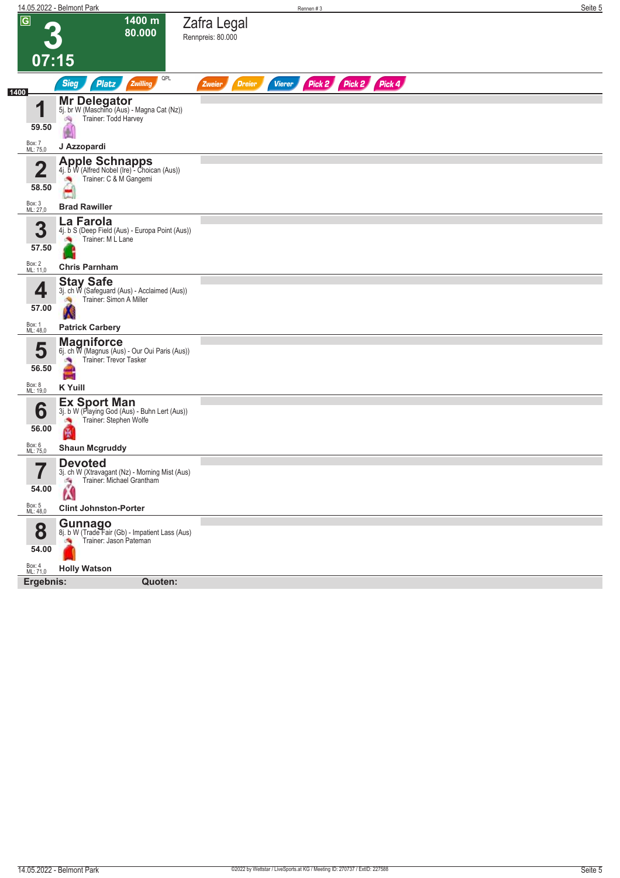# 3 — 07:15

**1400 m — 80.000**

## Zafra Legal

Rennpreis: 80.000

Sieg | Platz | Zwilling | QPL | Zweier | Dreier | Vierer | Pick 2 | Pick 2 | Pick 4

1400

| Nr. | Gewicht | Pferd | Details | Trainer | Jockey | Box | ML |
|---|---|---|---|---|---|---|---|
| 1 | 59.50 | **Mr Delegator** | 5j. br W (Maschino (Aus) - Magna Cat (Nz)) | Todd Harvey | J Azzopardi | 7 | 75,0 |
| 2 | 58.50 | **Apple Schnapps** | 4j. b W (Alfred Nobel (Ire) - Choican (Aus)) | C & M Gangemi | Brad Rawiller | 3 | 27,0 |
| 3 | 57.50 | **La Farola** | 4j. b S (Deep Field (Aus) - Europa Point (Aus)) | M L Lane | Chris Parnham | 2 | 11,0 |
| 4 | 57.00 | **Stay Safe** | 3j. ch W (Safeguard (Aus) - Acclaimed (Aus)) | Simon A Miller | Patrick Carbery | 1 | 48,0 |
| 5 | 56.50 | **Magniforce** | 6j. ch W (Magnus (Aus) - Our Oui Paris (Aus)) | Trevor Tasker | K Yuill | 8 | 19,0 |
| 6 | 56.00 | **Ex Sport Man** | 3j. b W (Playing God (Aus) - Buhn Lert (Aus)) | Stephen Wolfe | Shaun Mcgruddy | 6 | 75,0 |
| 7 | 54.00 | **Devoted** | 3j. ch W (Xtravagant (Nz) - Morning Mist (Aus)) | Michael Grantham | Clint Johnston-Porter | 5 | 48,0 |
| 8 | 54.00 | **Gunnago** | 8j. b W (Trade Fair (Gb) - Impatient Lass (Aus)) | Jason Pateman | Holly Watson | 4 | 71,0 |

**Ergebnis:** **Quoten:**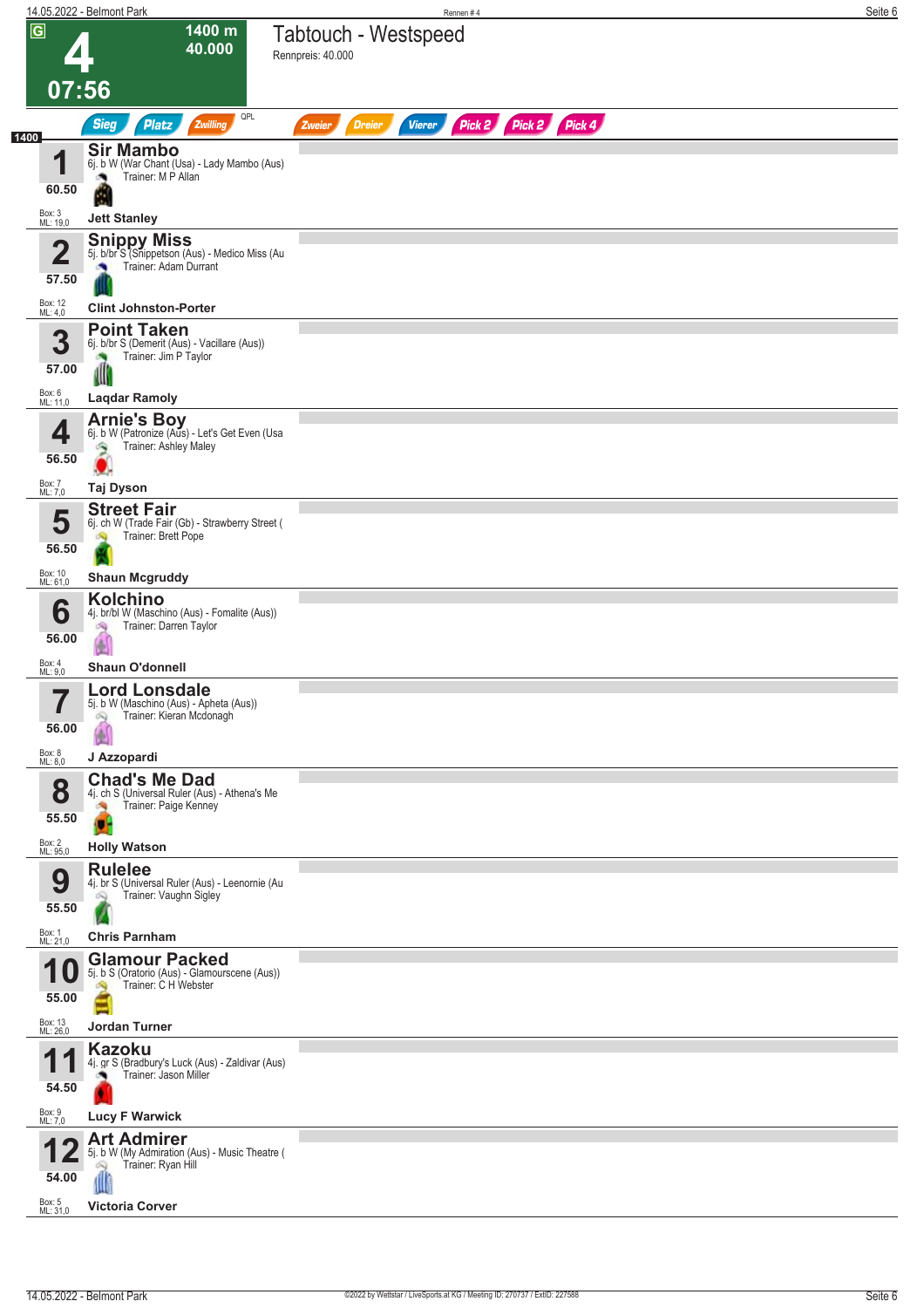# 4 — Tabtouch - Westspeed

G | 1400 m | 40.000 | 07:56

Rennpreis: 40.000

Sieg | Platz | Zwilling | QPL | Zweier | Dreier | Vierer | Pick 2 | Pick 2 | Pick 4

1400

| Nr. | Gewicht | Pferd | Abstammung | Trainer | Jockey | Box | ML |
|---|---|---|---|---|---|---|---|
| 1 | 60.50 | Sir Mambo | 6j. b W (War Chant (Usa) - Lady Mambo (Aus) | M P Allan | Jett Stanley | 3 | 19,0 |
| 2 | 57.50 | Snippy Miss | 5j. b/br S (Snippetson (Aus) - Medico Miss (Au | Adam Durrant | Clint Johnston-Porter | 12 | 4,0 |
| 3 | 57.00 | Point Taken | 6j. b/br S (Demerit (Aus) - Vacillare (Aus)) | Jim P Taylor | Laqdar Ramoly | 6 | 11,0 |
| 4 | 56.50 | Arnie's Boy | 6j. b W (Patronize (Aus) - Let's Get Even (Usa | Ashley Maley | Taj Dyson | 7 | 7,0 |
| 5 | 56.50 | Street Fair | 6j. ch W (Trade Fair (Gb) - Strawberry Street ( | Brett Pope | Shaun Mcgruddy | 10 | 61,0 |
| 6 | 56.00 | Kolchino | 4j. br/bl W (Maschino (Aus) - Fomalite (Aus)) | Darren Taylor | Shaun O'donnell | 4 | 9,0 |
| 7 | 56.00 | Lord Lonsdale | 5j. b W (Maschino (Aus) - Apheta (Aus)) | Kieran Mcdonagh | J Azzopardi | 8 | 8,0 |
| 8 | 55.50 | Chad's Me Dad | 4j. ch S (Universal Ruler (Aus) - Athena's Me | Paige Kenney | Holly Watson | 2 | 95,0 |
| 9 | 55.50 | Rulelee | 4j. br S (Universal Ruler (Aus) - Leenornie (Au | Vaughn Sigley | Chris Parnham | 1 | 21,0 |
| 10 | 55.00 | Glamour Packed | 5j. b S (Oratorio (Aus) - Glamourscene (Aus)) | C H Webster | Jordan Turner | 13 | 26,0 |
| 11 | 54.50 | Kazoku | 4j. gr S (Bradbury's Luck (Aus) - Zaldivar (Aus) | Jason Miller | Lucy F Warwick | 9 | 7,0 |
| 12 | 54.00 | Art Admirer | 5j. b W (My Admiration (Aus) - Music Theatre ( | Ryan Hill | Victoria Corver | 5 | 31,0 |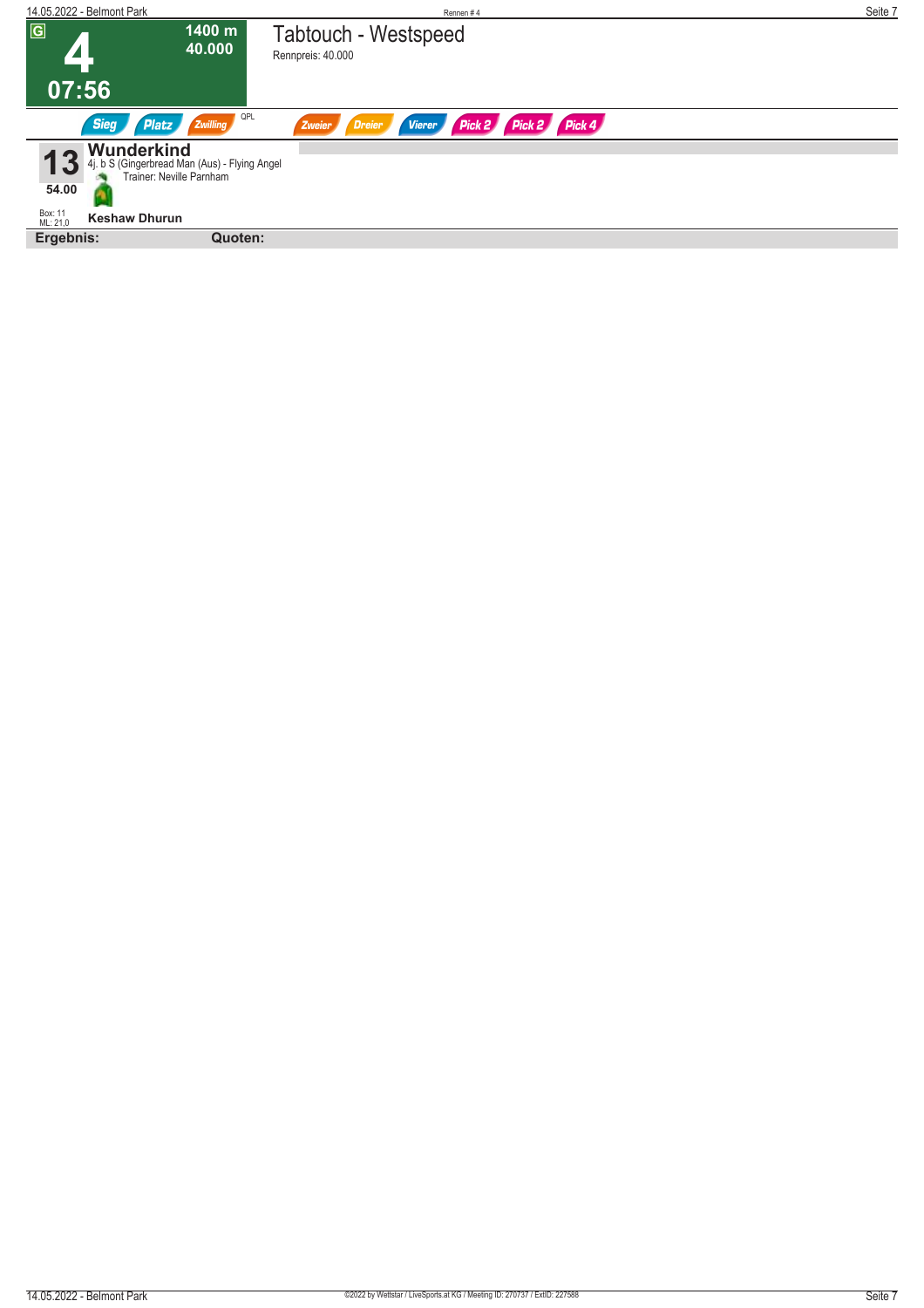**G**

# 4

**1400 m**
**40.000**

**07:56**

## Tabtouch - Westspeed

Rennpreis: 40.000

Sieg Platz Zwilling QPL Zweier Dreier Vierer Pick 2 Pick 2 Pick 4

**13** **Wunderkind**
4j. b S (Gingerbread Man (Aus) - Flying Angel
Trainer: Neville Parnham

**54.00**

Box: 11
ML: 21,0

**Keshaw Dhurun**

**Ergebnis:** **Quoten:**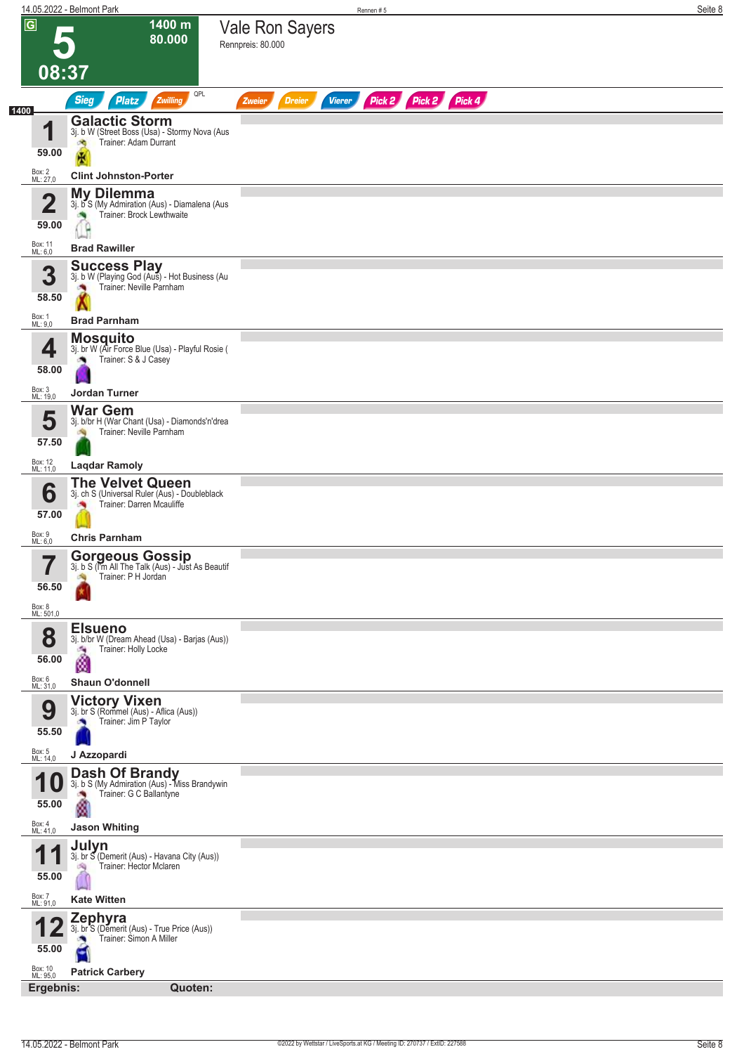# 5 — 08:37

**1400 m — 80.000**

## Vale Ron Sayers

Rennpreis: 80.000

Sieg | Platz | Zwilling | QPL | Zweier | Dreier | Vierer | Pick 2 | Pick 2 | Pick 4

**1400**

| Nr. | Gewicht | Pferd / Abstammung / Trainer | Jockey | Box | ML |
|---|---|---|---|---|---|
| 1 | 59.00 | **Galactic Storm** 3j. b W (Street Boss (Usa) - Stormy Nova (Aus — Trainer: Adam Durrant | Clint Johnston-Porter | 2 | 27,0 |
| 2 | 59.00 | **My Dilemma** 3j. b S (My Admiration (Aus) - Diamalena (Aus — Trainer: Brock Lewthwaite | Brad Rawiller | 11 | 6,0 |
| 3 | 58.50 | **Success Play** 3j. b W (Playing God (Aus) - Hot Business (Au — Trainer: Neville Parnham | Brad Parnham | 1 | 9,0 |
| 4 | 58.00 | **Mosquito** 3j. br W (Air Force Blue (Usa) - Playful Rosie ( — Trainer: S & J Casey | Jordan Turner | 3 | 19,0 |
| 5 | 57.50 | **War Gem** 3j. b/br H (War Chant (Usa) - Diamonds'n'drea — Trainer: Neville Parnham | Laqdar Ramoly | 12 | 11,0 |
| 6 | 57.00 | **The Velvet Queen** 3j. ch S (Universal Ruler (Aus) - Doubleblack — Trainer: Darren Mcauliffe | Chris Parnham | 9 | 6,0 |
| 7 | 56.50 | **Gorgeous Gossip** 3j. b S (I'm All The Talk (Aus) - Just As Beautif — Trainer: P H Jordan | | 8 | 501,0 |
| 8 | 56.00 | **Elsueno** 3j. b/br W (Dream Ahead (Usa) - Barjas (Aus)) — Trainer: Holly Locke | Shaun O'donnell | 6 | 31,0 |
| 9 | 55.50 | **Victory Vixen** 3j. br S (Rommel (Aus) - Aflica (Aus)) — Trainer: Jim P Taylor | J Azzopardi | 5 | 14,0 |
| 10 | 55.00 | **Dash Of Brandy** 3j. b S (My Admiration (Aus) - Miss Brandywin — Trainer: G C Ballantyne | Jason Whiting | 4 | 41,0 |
| 11 | 55.00 | **Julyn** 3j. br S (Demerit (Aus) - Havana City (Aus)) — Trainer: Hector Mclaren | Kate Witten | 7 | 91,0 |
| 12 | 55.00 | **Zephyra** 3j. br S (Demerit (Aus) - True Price (Aus)) — Trainer: Simon A Miller | Patrick Carbery | 10 | 95,0 |

**Ergebnis:** **Quoten:**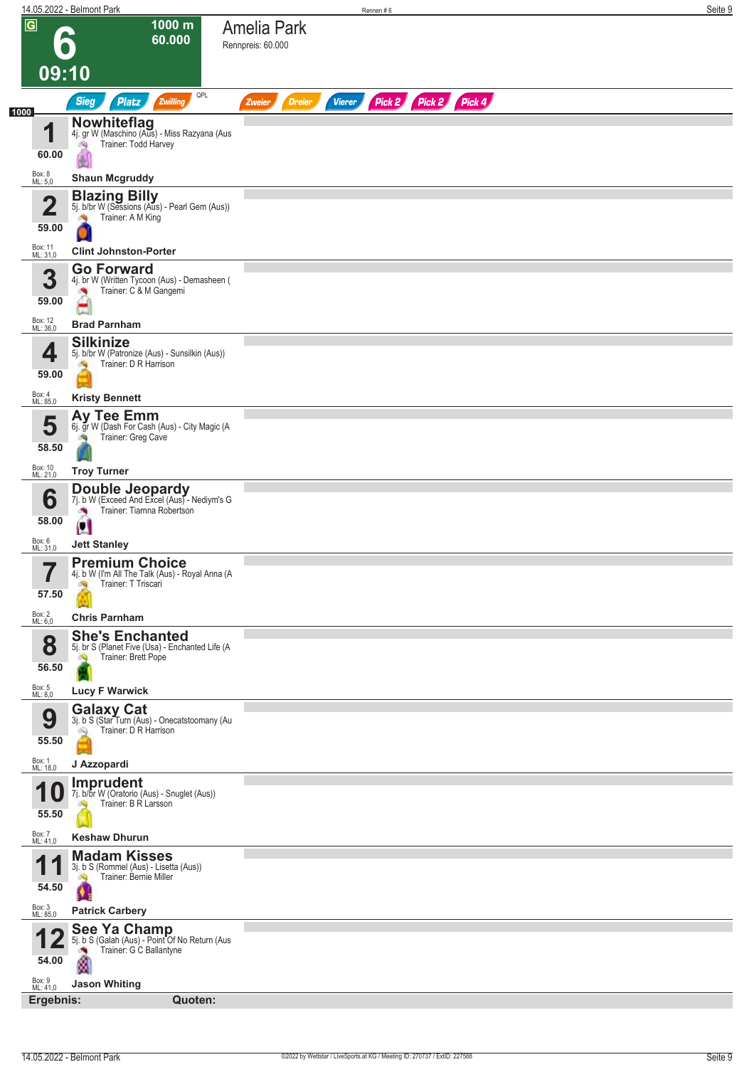# 6 — 09:10

**1000 m — 60.000**

## Amelia Park

Rennpreis: 60.000

Sieg | Platz | Zwilling | QPL | Zweier | Dreier | Vierer | Pick 2 | Pick 2 | Pick 4

1000

| Nr. | Gewicht | Pferd | Details | Trainer | Jockey | Box | ML |
|---|---|---|---|---|---|---|---|
| 1 | 60.00 | **Nowhiteflag** | 4j. gr W (Maschino (Aus) - Miss Razyana (Aus | Todd Harvey | Shaun Mcgruddy | 8 | 5,0 |
| 2 | 59.00 | **Blazing Billy** | 5j. b/br W (Sessions (Aus) - Pearl Gem (Aus)) | A M King | Clint Johnston-Porter | 11 | 31,0 |
| 3 | 59.00 | **Go Forward** | 4j. br W (Written Tycoon (Aus) - Demasheen ( | C & M Gangemi | Brad Parnham | 12 | 36,0 |
| 4 | 59.00 | **Silkinize** | 5j. b/br W (Patronize (Aus) - Sunsilkin (Aus)) | D R Harrison | Kristy Bennett | 4 | 85,0 |
| 5 | 58.50 | **Ay Tee Emm** | 6j. gr W (Dash For Cash (Aus) - City Magic (A | Greg Cave | Troy Turner | 10 | 21,0 |
| 6 | 58.00 | **Double Jeopardy** | 7j. b W (Exceed And Excel (Aus) - Nediym's G | Tiamna Robertson | Jett Stanley | 6 | 31,0 |
| 7 | 57.50 | **Premium Choice** | 4j. b W (I'm All The Talk (Aus) - Royal Anna (A | T Triscari | Chris Parnham | 2 | 6,0 |
| 8 | 56.50 | **She's Enchanted** | 5j. br S (Planet Five (Usa) - Enchanted Life (A | Brett Pope | Lucy F Warwick | 5 | 8,0 |
| 9 | 55.50 | **Galaxy Cat** | 3j. b S (Star Turn (Aus) - Onecatstoomany (Au | D R Harrison | J Azzopardi | 1 | 18,0 |
| 10 | 55.50 | **Imprudent** | 7j. b/br W (Oratorio (Aus) - Snuglet (Aus)) | B R Larsson | Keshaw Dhurun | 7 | 41,0 |
| 11 | 54.50 | **Madam Kisses** | 3j. b S (Rommel (Aus) - Lisetta (Aus)) | Bernie Miller | Patrick Carbery | 3 | 85,0 |
| 12 | 54.00 | **See Ya Champ** | 5j. b S (Galah (Aus) - Point Of No Return (Aus | G C Ballantyne | Jason Whiting | 9 | 41,0 |

**Ergebnis:** **Quoten:**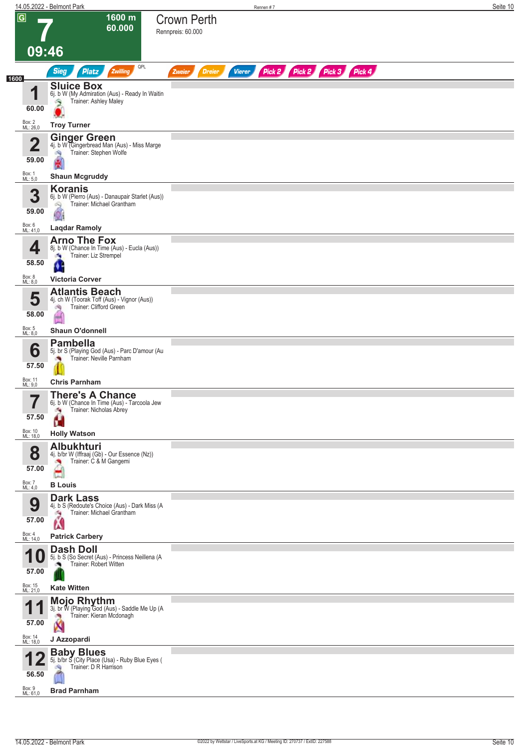# 7 — Crown Perth

**1600 m · 60.000 · 09:46**

Rennpreis: 60.000

G

Sieg · Platz · Zwilling · QPL · Zweier · Dreier · Vierer · Pick 2 · Pick 2 · Pick 3 · Pick 4

1600

| Nr. | Gewicht | Box / ML | Pferd | Abstammung | Trainer | Jockey |
|---|---|---|---|---|---|---|
| 1 | 60.00 | Box: 2 / ML: 26,0 | **Sluice Box** | 6j. b W (My Admiration (Aus) - Ready In Waitin | Trainer: Ashley Maley | Troy Turner |
| 2 | 59.00 | Box: 1 / ML: 5,0 | **Ginger Green** | 4j. b W (Gingerbread Man (Aus) - Miss Marge | Trainer: Stephen Wolfe | Shaun Mcgruddy |
| 3 | 59.00 | Box: 6 / ML: 41,0 | **Koranis** | 6j. b W (Pierro (Aus) - Danaupair Starlet (Aus)) | Trainer: Michael Grantham | Laqdar Ramoly |
| 4 | 58.50 | Box: 8 / ML: 8,0 | **Arno The Fox** | 8j. b W (Chance In Time (Aus) - Eucla (Aus)) | Trainer: Liz Strempel | Victoria Corver |
| 5 | 58.00 | Box: 5 / ML: 8,0 | **Atlantis Beach** | 4j. ch W (Toorak Toff (Aus) - Vignor (Aus)) | Trainer: Clifford Green | Shaun O'donnell |
| 6 | 57.50 | Box: 11 / ML: 9,0 | **Pambella** | 5j. br S (Playing God (Aus) - Parc D'amour (Au | Trainer: Neville Parnham | Chris Parnham |
| 7 | 57.50 | Box: 10 / ML: 18,0 | **There's A Chance** | 6j. b W (Chance In Time (Aus) - Tarcoola Jew | Trainer: Nicholas Abrey | Holly Watson |
| 8 | 57.00 | Box: 7 / ML: 4,0 | **Albukhturi** | 4j. b/br W (Iffraaj (Gb) - Our Essence (Nz)) | Trainer: C & M Gangemi | B Louis |
| 9 | 57.00 | Box: 4 / ML: 14,0 | **Dark Lass** | 4j. b S (Redoute's Choice (Aus) - Dark Miss (A | Trainer: Michael Grantham | Patrick Carbery |
| 10 | 57.00 | Box: 15 / ML: 21,0 | **Dash Doll** | 5j. b S (So Secret (Aus) - Princess Neillena (A | Trainer: Robert Witten | Kate Witten |
| 11 | 57.00 | Box: 14 / ML: 18,0 | **Mojo Rhythm** | 3j. br W (Playing God (Aus) - Saddle Me Up (A | Trainer: Kieran Mcdonagh | J Azzopardi |
| 12 | 56.50 | Box: 9 / ML: 61,0 | **Baby Blues** | 5j. b/br S (City Place (Usa) - Ruby Blue Eyes ( | Trainer: D R Harrison | Brad Parnham |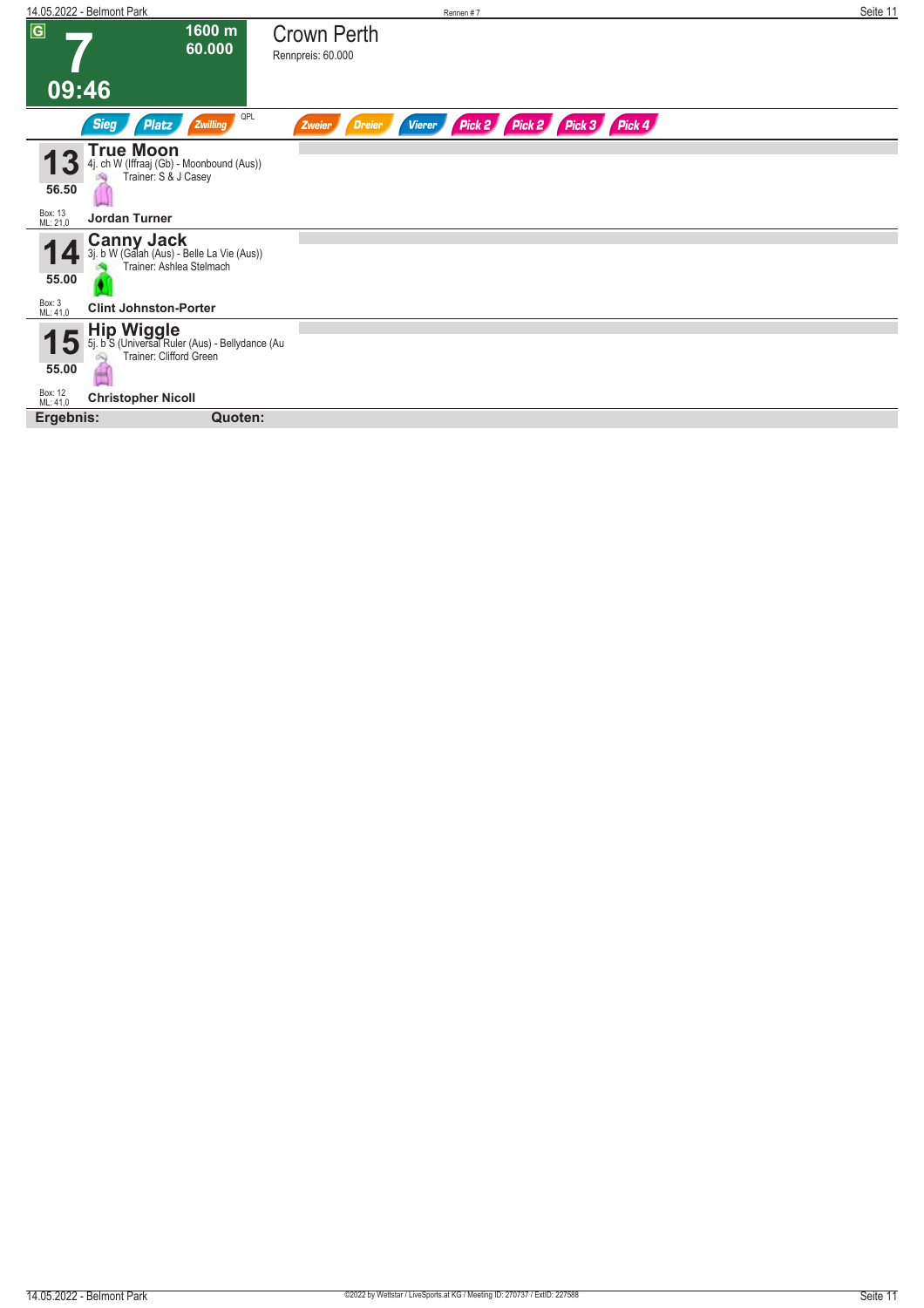**G**

# 7

**1600 m**
**60.000**

**09:46**

## Crown Perth

Rennpreis: 60.000

Sieg | Platz | Zwilling | QPL | Zweier | Dreier | Vierer | Pick 2 | Pick 2 | Pick 3 | Pick 4

**13** **True Moon**
4j. ch W (Iffraaj (Gb) - Moonbound (Aus))
Trainer: S & J Casey
56.50
Box: 13
ML: 21,0
**Jordan Turner**

**14** **Canny Jack**
3j. b W (Galah (Aus) - Belle La Vie (Aus))
Trainer: Ashlea Stelmach
55.00
Box: 3
ML: 41,0
**Clint Johnston-Porter**

**15** **Hip Wiggle**
5j. b S (Universal Ruler (Aus) - Bellydance (Au
Trainer: Clifford Green
55.00
Box: 12
ML: 41,0
**Christopher Nicoll**

**Ergebnis:** **Quoten:**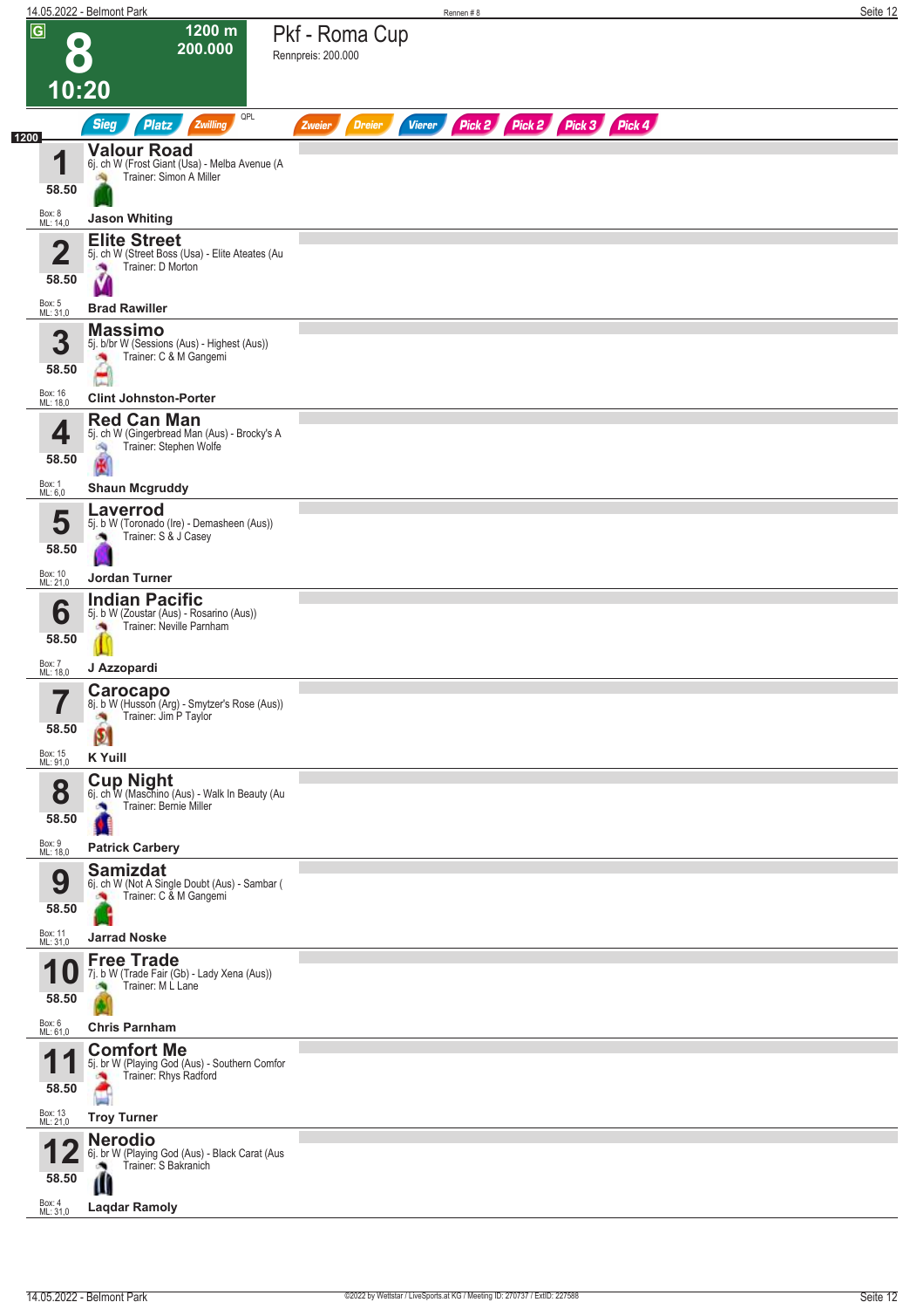# 8 — 10:20

**1200 m — 200.000**

## Pkf - Roma Cup

Rennpreis: 200.000

Sieg · Platz · Zwilling · QPL · Zweier · Dreier · Vierer · Pick 2 · Pick 2 · Pick 3 · Pick 4

**1200**

| Nr. | Pferd | Gewicht | Box | ML | Jockey |
|---|---|---|---|---|---|
| 1 | **Valour Road** — 6j. ch W (Frost Giant (Usa) - Melba Avenue (A — Trainer: Simon A Miller | 58.50 | 8 | 14,0 | Jason Whiting |
| 2 | **Elite Street** — 5j. ch W (Street Boss (Usa) - Elite Ateates (Au — Trainer: D Morton | 58.50 | 5 | 31,0 | Brad Rawiller |
| 3 | **Massimo** — 5j. b/br W (Sessions (Aus) - Highest (Aus)) — Trainer: C & M Gangemi | 58.50 | 16 | 18,0 | Clint Johnston-Porter |
| 4 | **Red Can Man** — 5j. ch W (Gingerbread Man (Aus) - Brocky's A — Trainer: Stephen Wolfe | 58.50 | 1 | 6,0 | Shaun Mcgruddy |
| 5 | **Laverrod** — 5j. b W (Toronado (Ire) - Demasheen (Aus)) — Trainer: S & J Casey | 58.50 | 10 | 21,0 | Jordan Turner |
| 6 | **Indian Pacific** — 5j. b W (Zoustar (Aus) - Rosarino (Aus)) — Trainer: Neville Parnham | 58.50 | 7 | 18,0 | J Azzopardi |
| 7 | **Carocapo** — 8j. b W (Husson (Arg) - Smytzer's Rose (Aus)) — Trainer: Jim P Taylor | 58.50 | 15 | 91,0 | K Yuill |
| 8 | **Cup Night** — 6j. ch W (Maschino (Aus) - Walk In Beauty (Au — Trainer: Bernie Miller | 58.50 | 9 | 18,0 | Patrick Carbery |
| 9 | **Samizdat** — 6j. ch W (Not A Single Doubt (Aus) - Sambar ( — Trainer: C & M Gangemi | 58.50 | 11 | 31,0 | Jarrad Noske |
| 10 | **Free Trade** — 7j. b W (Trade Fair (Gb) - Lady Xena (Aus)) — Trainer: M L Lane | 58.50 | 6 | 61,0 | Chris Parnham |
| 11 | **Comfort Me** — 5j. br W (Playing God (Aus) - Southern Comfor — Trainer: Rhys Radford | 58.50 | 13 | 21,0 | Troy Turner |
| 12 | **Nerodio** — 6j. br W (Playing God (Aus) - Black Carat (Aus — Trainer: S Bakranich | 58.50 | 4 | 31,0 | Laqdar Ramoly |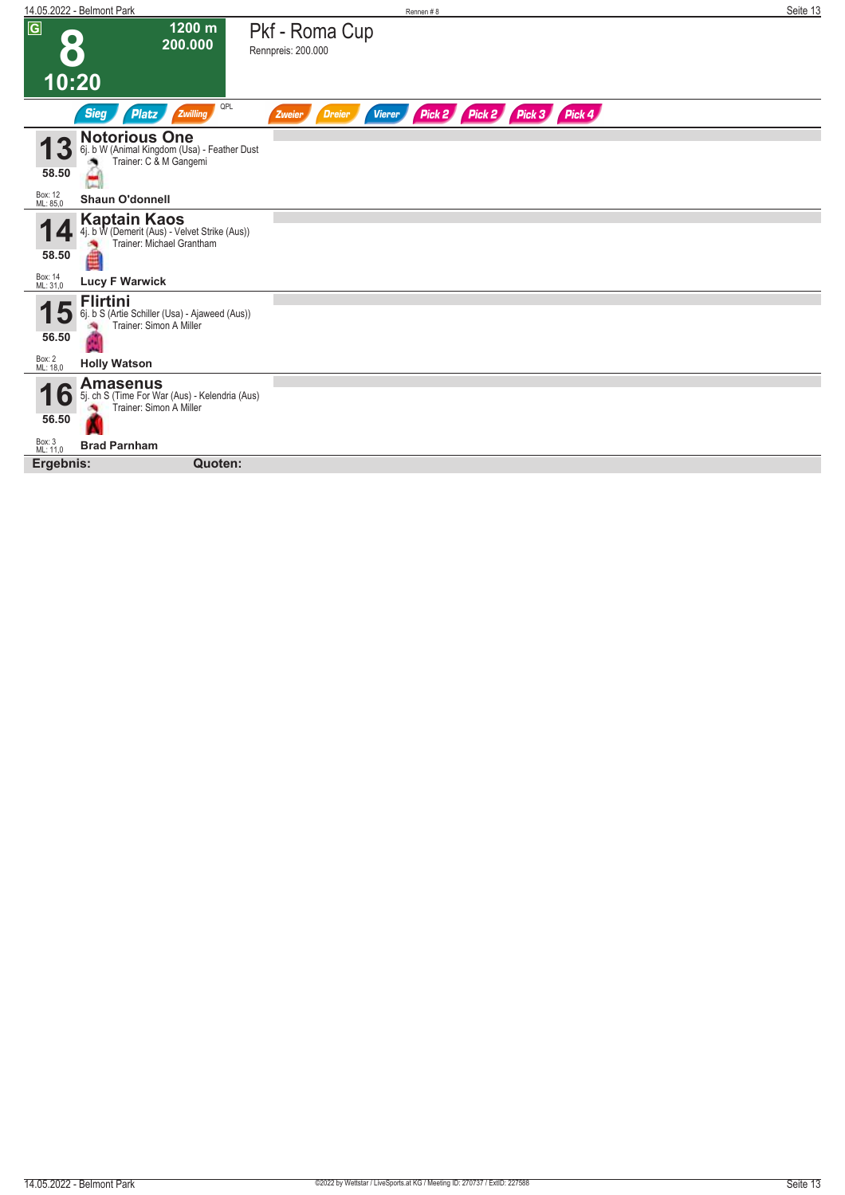# 8 — 10:20

**1200 m — 200.000**

## Pkf - Roma Cup

Rennpreis: 200.000

Sieg | Platz | Zwilling | QPL | Zweier | Dreier | Vierer | Pick 2 | Pick 2 | Pick 3 | Pick 4

---

**13** — **Notorious One**
6j. b W (Animal Kingdom (Usa) - Feather Dust
Trainer: C & M Gangemi
58.50
Box: 12
ML: 85,0
**Shaun O'donnell**

---

**14** — **Kaptain Kaos**
4j. b W (Demerit (Aus) - Velvet Strike (Aus))
Trainer: Michael Grantham
58.50
Box: 14
ML: 31,0
**Lucy F Warwick**

---

**15** — **Flirtini**
6j. b S (Artie Schiller (Usa) - Ajaweed (Aus))
Trainer: Simon A Miller
56.50
Box: 2
ML: 18,0
**Holly Watson**

---

**16** — **Amasenus**
5j. ch S (Time For War (Aus) - Kelendria (Aus)
Trainer: Simon A Miller
56.50
Box: 3
ML: 11,0
**Brad Parnham**

---

**Ergebnis:** **Quoten:**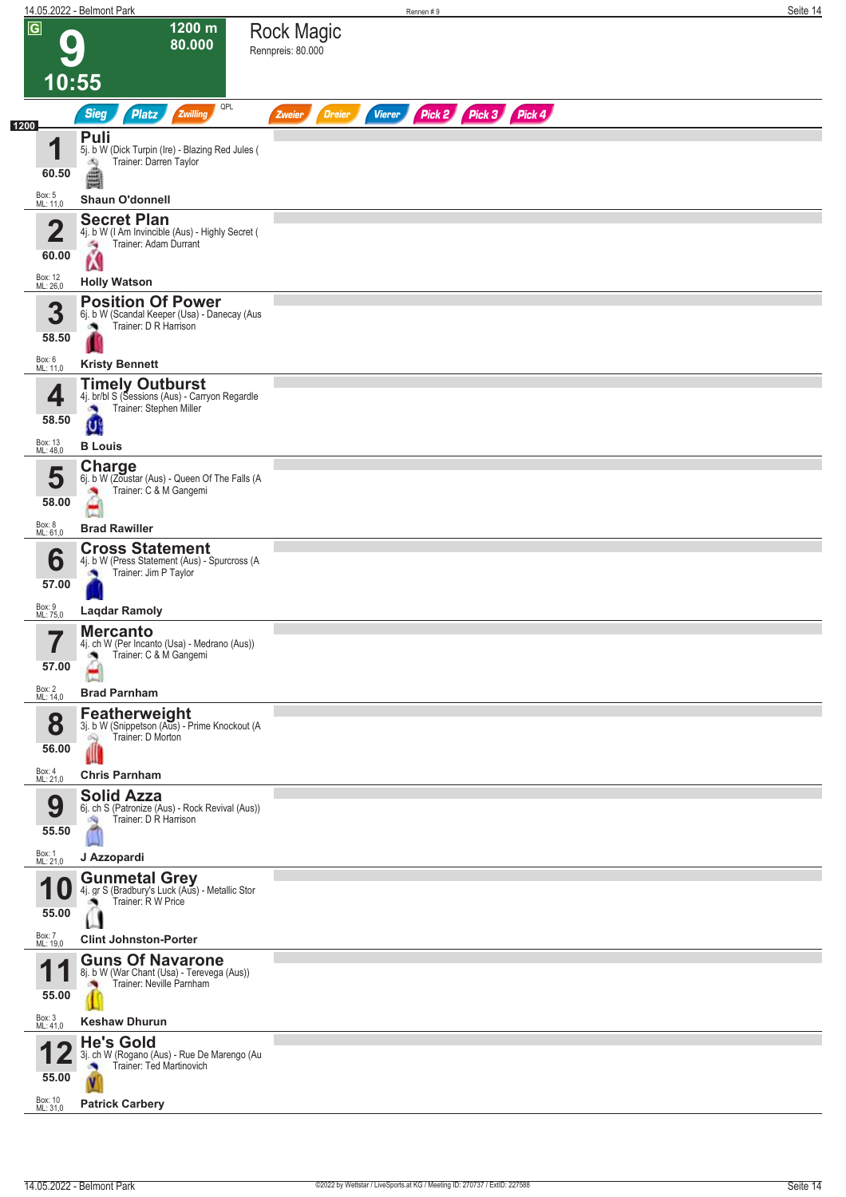# 9 — Rock Magic

G | 1200 m | 80.000 | 10:55

Rennpreis: 80.000

Sieg | Platz | Zwilling | QPL | Zweier | Dreier | Vierer | Pick 2 | Pick 3 | Pick 4

**1200**

| Nr. | Pferd | Abstammung / Trainer | Jockey | Gewicht | Box | ML |
|---|---|---|---|---|---|---|
| 1 | **Puli** | 5j. b W (Dick Turpin (Ire) - Blazing Red Jules ( — Trainer: Darren Taylor | Shaun O'donnell | 60.50 | 5 | 11,0 |
| 2 | **Secret Plan** | 4j. b W (I Am Invincible (Aus) - Highly Secret ( — Trainer: Adam Durrant | Holly Watson | 60.00 | 12 | 26,0 |
| 3 | **Position Of Power** | 6j. b W (Scandal Keeper (Usa) - Danecay (Aus — Trainer: D R Harrison | Kristy Bennett | 58.50 | 6 | 11,0 |
| 4 | **Timely Outburst** | 4j. br/bl S (Sessions (Aus) - Carryon Regardle — Trainer: Stephen Miller | B Louis | 58.50 | 13 | 48,0 |
| 5 | **Charge** | 6j. b W (Zoustar (Aus) - Queen Of The Falls (A — Trainer: C & M Gangemi | Brad Rawiller | 58.00 | 8 | 61,0 |
| 6 | **Cross Statement** | 4j. b W (Press Statement (Aus) - Spurcross (A — Trainer: Jim P Taylor | Laqdar Ramoly | 57.00 | 9 | 75,0 |
| 7 | **Mercanto** | 4j. ch W (Per Incanto (Usa) - Medrano (Aus)) — Trainer: C & M Gangemi | Brad Parnham | 57.00 | 2 | 14,0 |
| 8 | **Featherweight** | 3j. b W (Snippetson (Aus) - Prime Knockout (A — Trainer: D Morton | Chris Parnham | 56.00 | 4 | 21,0 |
| 9 | **Solid Azza** | 6j. ch S (Patronize (Aus) - Rock Revival (Aus)) — Trainer: D R Harrison | J Azzopardi | 55.50 | 1 | 21,0 |
| 10 | **Gunmetal Grey** | 4j. gr S (Bradbury's Luck (Aus) - Metallic Stor — Trainer: R W Price | Clint Johnston-Porter | 55.00 | 7 | 19,0 |
| 11 | **Guns Of Navarone** | 8j. b W (War Chant (Usa) - Terevega (Aus)) — Trainer: Neville Parnham | Keshaw Dhurun | 55.00 | 3 | 41,0 |
| 12 | **He's Gold** | 3j. ch W (Rogano (Aus) - Rue De Marengo (Au — Trainer: Ted Martinovich | Patrick Carbery | 55.00 | 10 | 31,0 |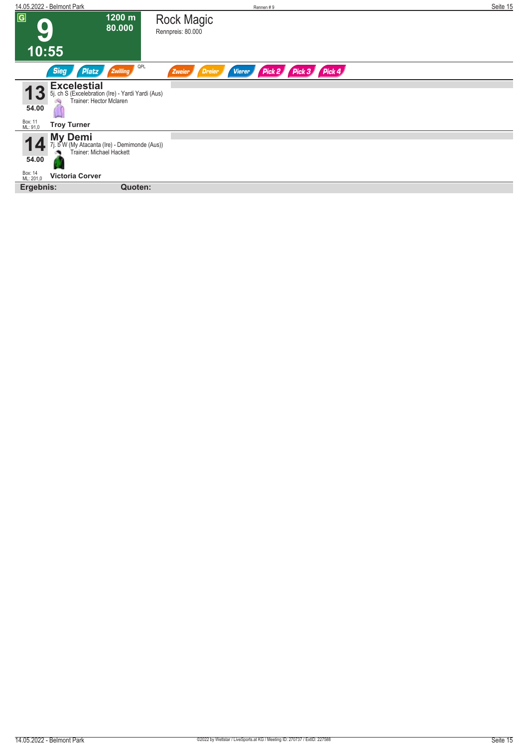G

# 9

1200 m
80.000

10:55

## Rock Magic

Rennpreis: 80.000

Sieg | Platz | Zwilling | QPL | Zweier | Dreier | Vierer | Pick 2 | Pick 3 | Pick 4

**13** **Excelestial**
5j. ch S (Excelebration (Ire) - Yardi Yardi (Aus))
Trainer: Hector Mclaren
54.00
Box: 11
ML: 91,0
**Troy Turner**

**14** **My Demi**
7j. b W (My Atacanta (Ire) - Demimonde (Aus))
Trainer: Michael Hackett
54.00
Box: 14
ML: 201,0
**Victoria Corver**

**Ergebnis:** **Quoten:**